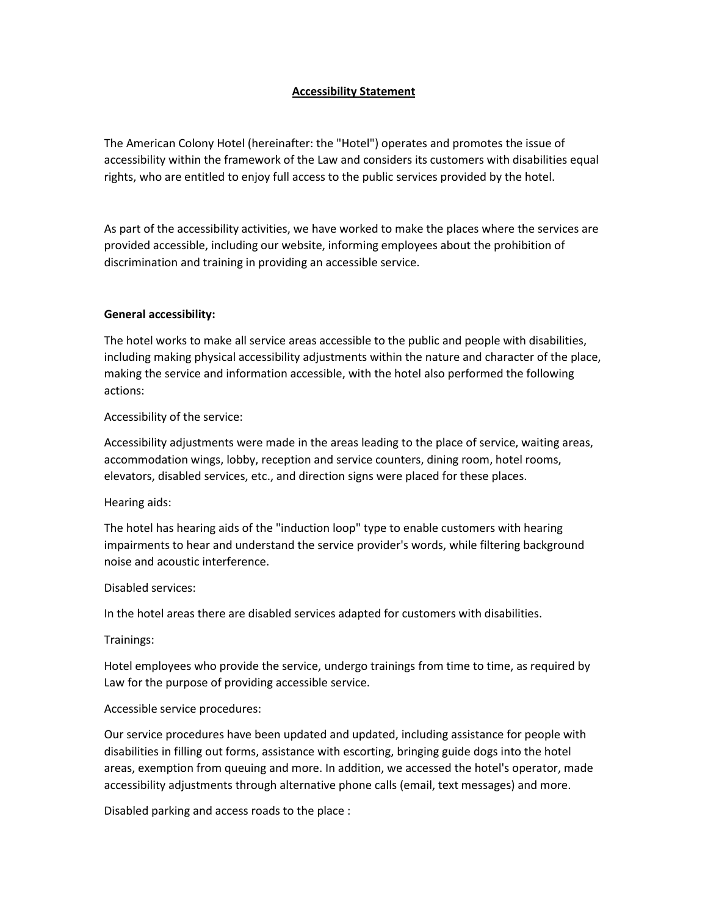# Accessibility Statement

The American Colony Hotel (hereinafter: the "Hotel") operates and promotes the issue of accessibility within the framework of the Law and considers its customers with disabilities equal rights, who are entitled to enjoy full access to the public services provided by the hotel.

As part of the accessibility activities, we have worked to make the places where the services are provided accessible, including our website, informing employees about the prohibition of discrimination and training in providing an accessible service.

**General accessibility:**

The hotel works to make all service areas accessible to the public and people with disabilities, including making physical accessibility adjustments within the nature and character of the place, making the service and information accessible, with the hotel also performed the following actions:

Accessibility of the service:

Accessibility adjustments were made in the areas leading to the place of service, waiting areas, accommodation wings, lobby, reception and service counters, dining room, hotel rooms, elevators, disabled services, etc., and direction signs were placed for these places.

Hearing aids:

The hotel has hearing aids of the "induction loop" type to enable customers with hearing impairments to hear and understand the service provider's words, while filtering background noise and acoustic interference.

Disabled services:

In the hotel areas there are disabled services adapted for customers with disabilities.

Trainings:

Hotel employees who provide the service, undergo trainings from time to time, as required by Law for the purpose of providing accessible service.

Accessible service procedures:

Our service procedures have been updated and updated, including assistance for people with disabilities in filling out forms, assistance with escorting, bringing guide dogs into the hotel areas, exemption from queuing and more. In addition, we accessed the hotel's operator, made accessibility adjustments through alternative phone calls (email, text messages) and more.

Disabled parking and access roads to the place :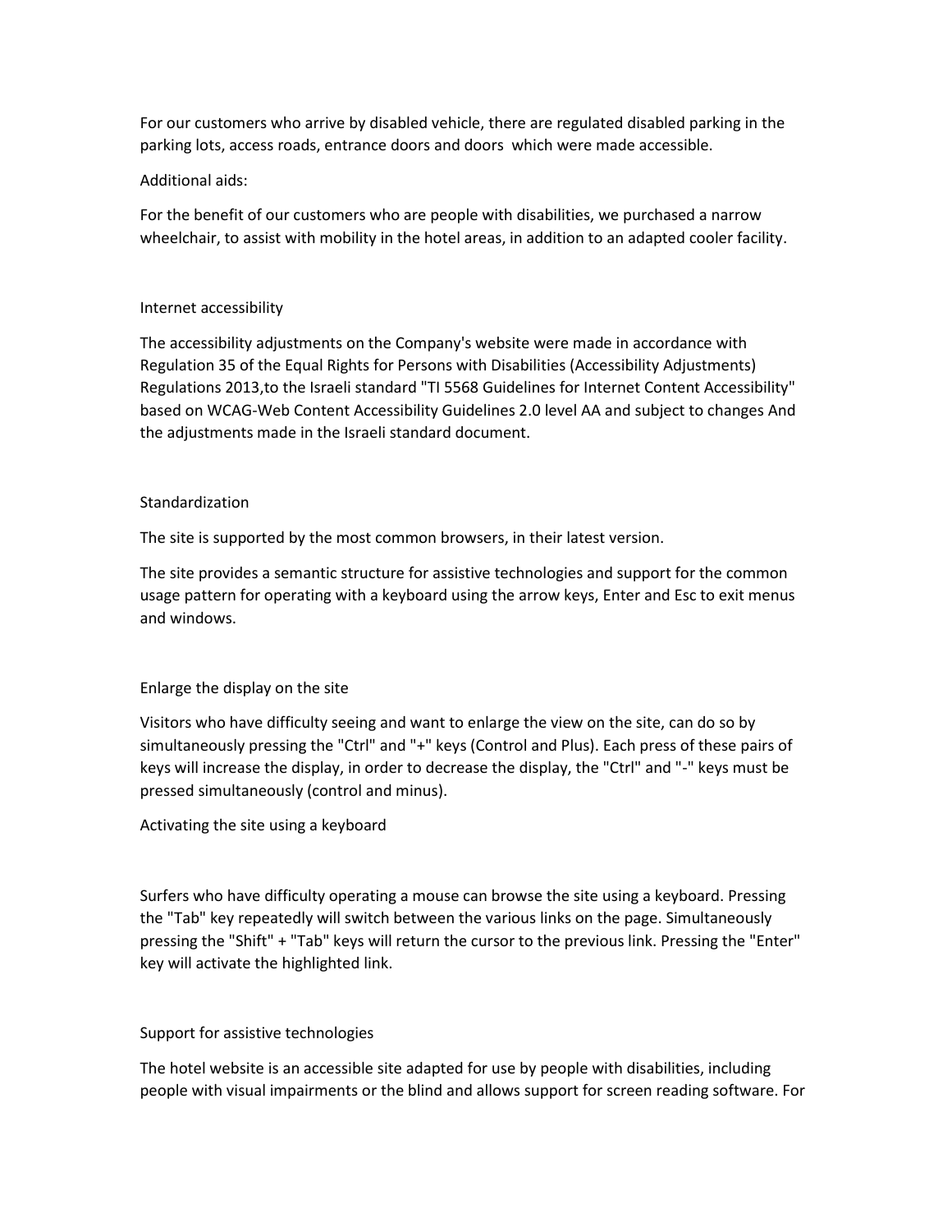For our customers who arrive by disabled vehicle, there are regulated disabled parking in the parking lots, access roads, entrance doors and doors which were made accessible.

Additional aids:

For the benefit of our customers who are people with disabilities, we purchased a narrow wheelchair, to assist with mobility in the hotel areas, in addition to an adapted cooler facility.

## Internet accessibility

The accessibility adjustments on the Company's website were made in accordance with Regulation 35 of the Equal Rights for Persons with Disabilities (Accessibility Adjustments) Regulations 2013,to the Israeli standard "TI 5568 Guidelines for Internet Content Accessibility" based on WCAG-Web Content Accessibility Guidelines 2.0 level AA and subject to changes And the adjustments made in the Israeli standard document.

## Standardization

The site is supported by the most common browsers, in their latest version.

The site provides a semantic structure for assistive technologies and support for the common usage pattern for operating with a keyboard using the arrow keys, Enter and Esc to exit menus and windows.

## Enlarge the display on the site

Visitors who have difficulty seeing and want to enlarge the view on the site, can do so by simultaneously pressing the "Ctrl" and "+" keys (Control and Plus). Each press of these pairs of keys will increase the display, in order to decrease the display, the "Ctrl" and "-" keys must be pressed simultaneously (control and minus).

## Activating the site using a keyboard

Surfers who have difficulty operating a mouse can browse the site using a keyboard. Pressing the "Tab" key repeatedly will switch between the various links on the page. Simultaneously pressing the "Shift" + "Tab" keys will return the cursor to the previous link. Pressing the "Enter" key will activate the highlighted link.

## Support for assistive technologies

The hotel website is an accessible site adapted for use by people with disabilities, including people with visual impairments or the blind and allows support for screen reading software. For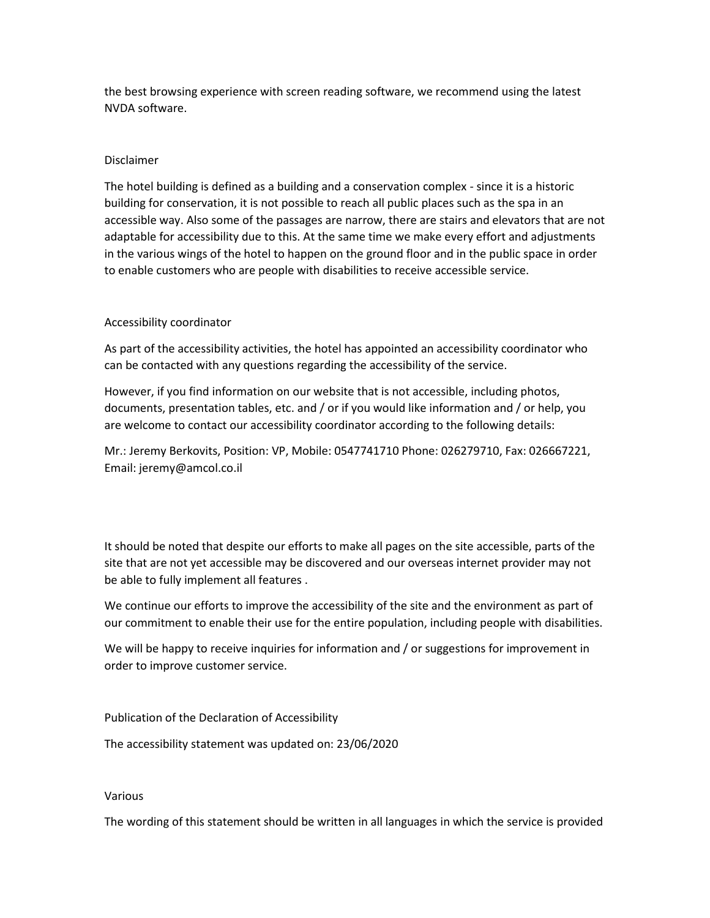the best browsing experience with screen reading software, we recommend using the latest NVDA software.

## Disclaimer

The hotel building is defined as a building and a conservation complex - since it is a historic building for conservation, it is not possible to reach all public places such as the spa in an accessible way. Also some of the passages are narrow, there are stairs and elevators that are not adaptable for accessibility due to this. At the same time we make every effort and adjustments in the various wings of the hotel to happen on the ground floor and in the public space in order to enable customers who are people with disabilities to receive accessible service.

## Accessibility coordinator

As part of the accessibility activities, the hotel has appointed an accessibility coordinator who can be contacted with any questions regarding the accessibility of the service.

However, if you find information on our website that is not accessible, including photos, documents, presentation tables, etc. and / or if you would like information and / or help, you are welcome to contact our accessibility coordinator according to the following details:

Mr.: Jeremy Berkovits, Position: VP, Mobile: 0547741710 Phone: 026279710, Fax: 026667221, Email: jeremy@amcol.co.il

It should be noted that despite our efforts to make all pages on the site accessible, parts of the site that are not yet accessible may be discovered and our overseas internet provider may not be able to fully implement all features .

We continue our efforts to improve the accessibility of the site and the environment as part of our commitment to enable their use for the entire population, including people with disabilities.

We will be happy to receive inquiries for information and / or suggestions for improvement in order to improve customer service.

## Publication of the Declaration of Accessibility

The accessibility statement was updated on: 23/06/2020

## Various

The wording of this statement should be written in all languages in which the service is provided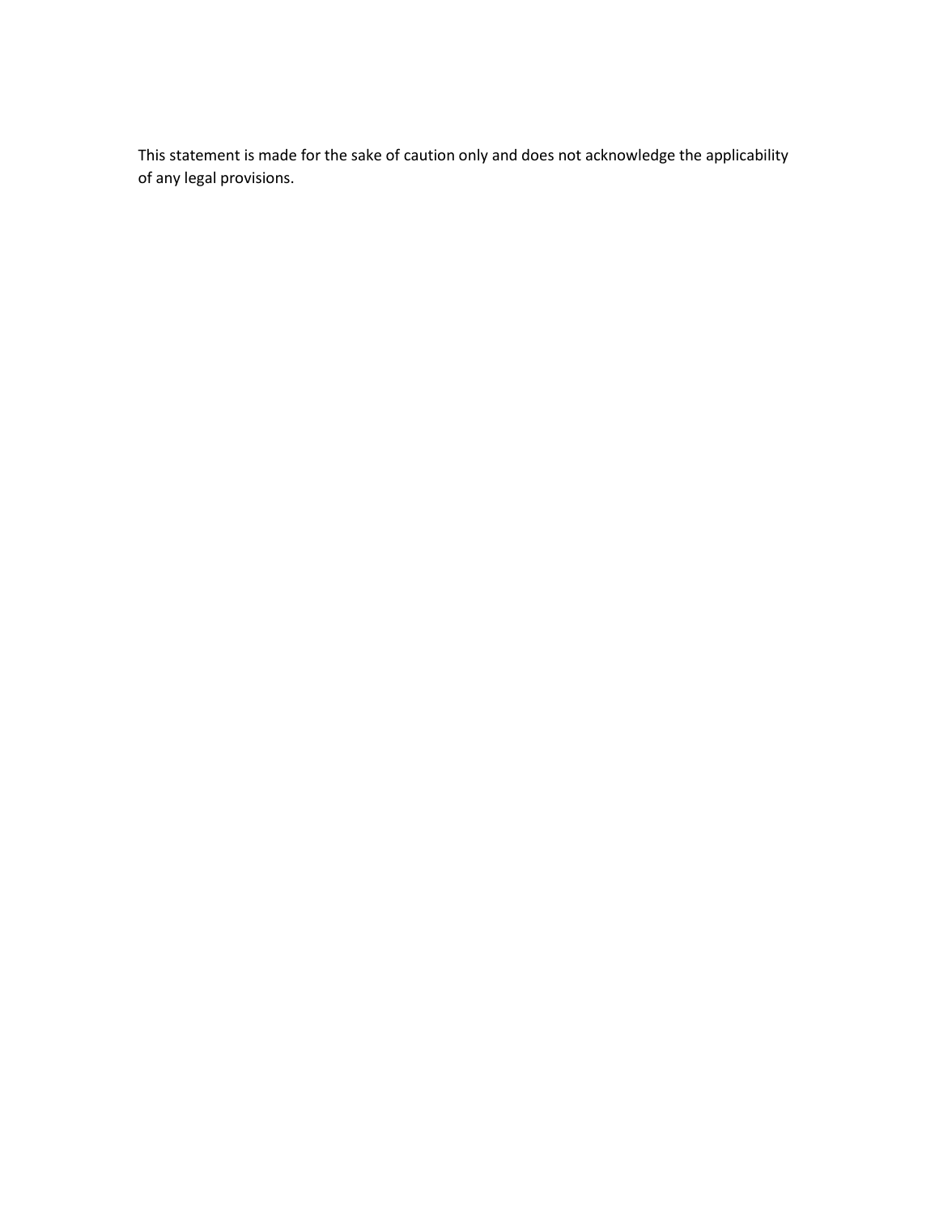This statement is made for the sake of caution only and does not acknowledge the applicability of any legal provisions.